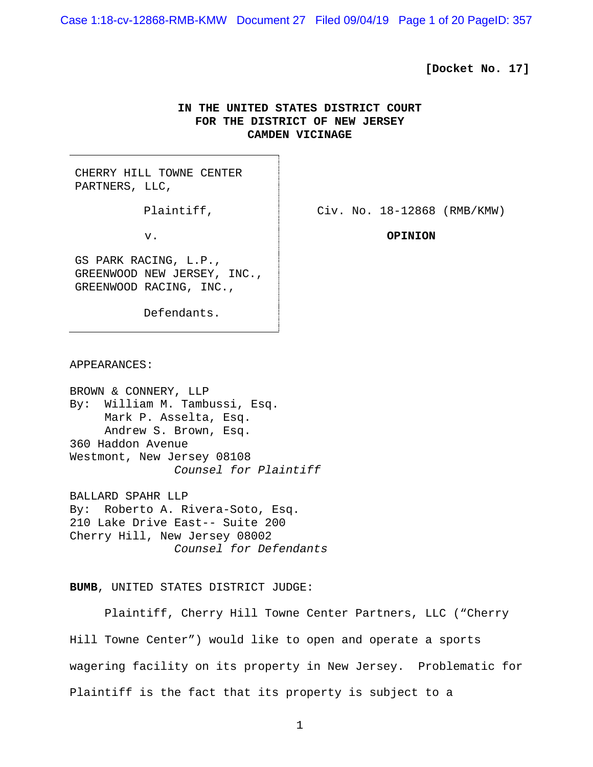**[Docket No. 17]**

**IN THE UNITED STATES DISTRICT COURT**
**FOR THE DISTRICT OF NEW JERSEY**
**CAMDEN VICINAGE**

| | |
|---|---|
| CHERRY HILL TOWNE CENTER PARTNERS, LLC, | |
| Plaintiff, | Civ. No. 18-12868 (RMB/KMW) |
| v. | **OPINION** |
| GS PARK RACING, L.P., GREENWOOD NEW JERSEY, INC., GREENWOOD RACING, INC., | |
| Defendants. | |

APPEARANCES:

BROWN & CONNERY, LLP
By: William M. Tambussi, Esq.
Mark P. Asselta, Esq.
Andrew S. Brown, Esq.
360 Haddon Avenue
Westmont, New Jersey 08108
*Counsel for Plaintiff*

BALLARD SPAHR LLP
By: Roberto A. Rivera-Soto, Esq.
210 Lake Drive East-- Suite 200
Cherry Hill, New Jersey 08002
*Counsel for Defendants*

**BUMB**, UNITED STATES DISTRICT JUDGE:

Plaintiff, Cherry Hill Towne Center Partners, LLC ("Cherry Hill Towne Center") would like to open and operate a sports wagering facility on its property in New Jersey. Problematic for Plaintiff is the fact that its property is subject to a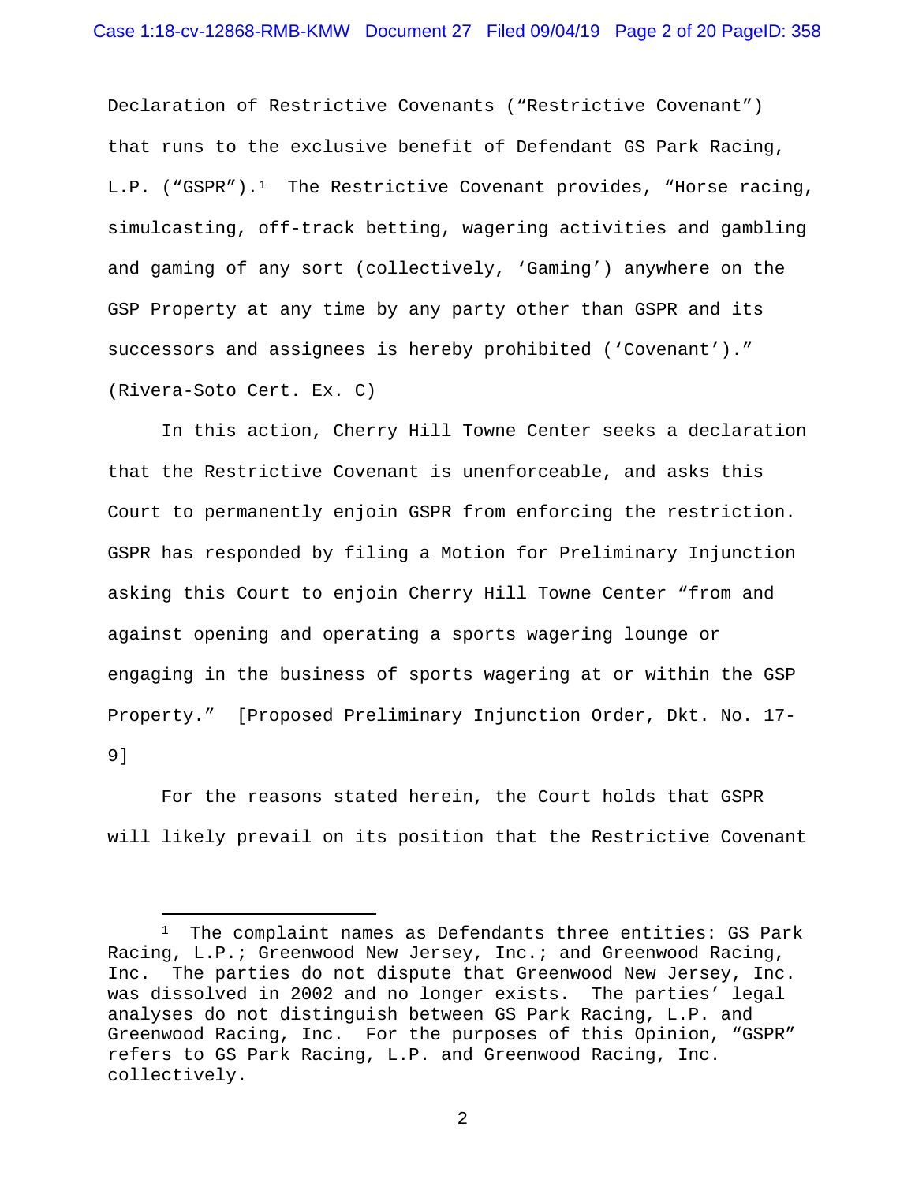Declaration of Restrictive Covenants ("Restrictive Covenant") that runs to the exclusive benefit of Defendant GS Park Racing, L.P. ("GSPR").[1] The Restrictive Covenant provides, "Horse racing, simulcasting, off-track betting, wagering activities and gambling and gaming of any sort (collectively, 'Gaming') anywhere on the GSP Property at any time by any party other than GSPR and its successors and assignees is hereby prohibited ('Covenant')." (Rivera-Soto Cert. Ex. C)

In this action, Cherry Hill Towne Center seeks a declaration that the Restrictive Covenant is unenforceable, and asks this Court to permanently enjoin GSPR from enforcing the restriction. GSPR has responded by filing a Motion for Preliminary Injunction asking this Court to enjoin Cherry Hill Towne Center "from and against opening and operating a sports wagering lounge or engaging in the business of sports wagering at or within the GSP Property." [Proposed Preliminary Injunction Order, Dkt. No. 17-9]

For the reasons stated herein, the Court holds that GSPR will likely prevail on its position that the Restrictive Covenant

---

[1] The complaint names as Defendants three entities: GS Park Racing, L.P.; Greenwood New Jersey, Inc.; and Greenwood Racing, Inc. The parties do not dispute that Greenwood New Jersey, Inc. was dissolved in 2002 and no longer exists. The parties' legal analyses do not distinguish between GS Park Racing, L.P. and Greenwood Racing, Inc. For the purposes of this Opinion, "GSPR" refers to GS Park Racing, L.P. and Greenwood Racing, Inc. collectively.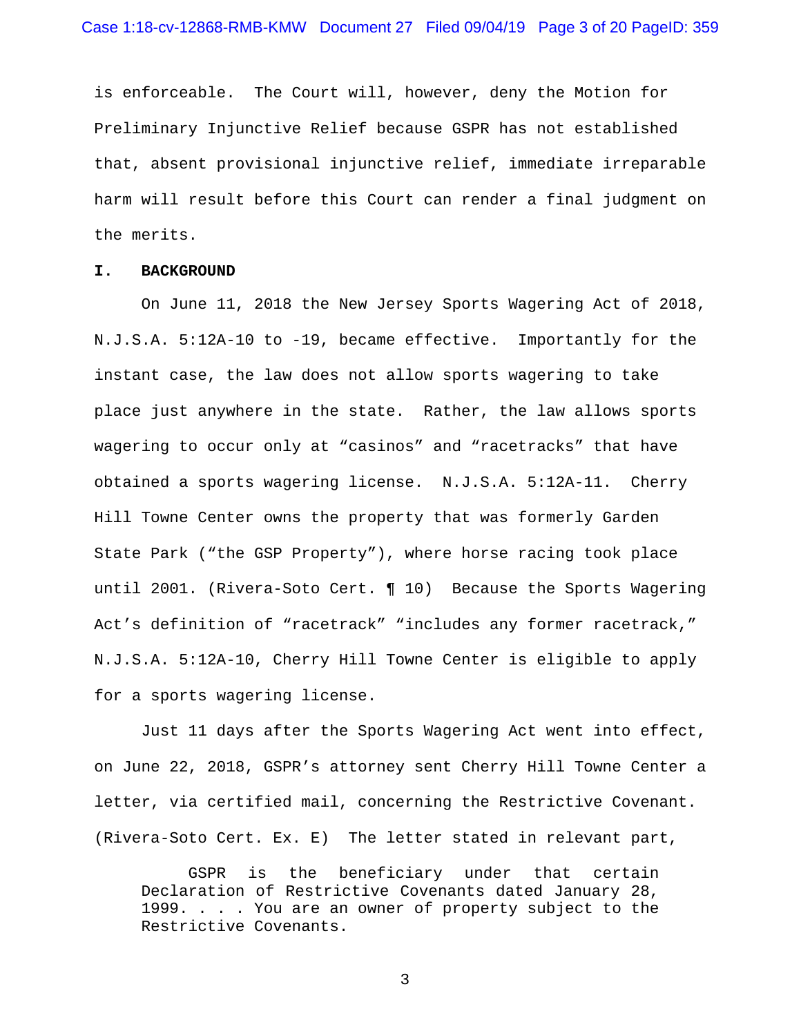is enforceable. The Court will, however, deny the Motion for Preliminary Injunctive Relief because GSPR has not established that, absent provisional injunctive relief, immediate irreparable harm will result before this Court can render a final judgment on the merits.

## I. BACKGROUND

On June 11, 2018 the New Jersey Sports Wagering Act of 2018, N.J.S.A. 5:12A-10 to -19, became effective. Importantly for the instant case, the law does not allow sports wagering to take place just anywhere in the state. Rather, the law allows sports wagering to occur only at "casinos" and "racetracks" that have obtained a sports wagering license. N.J.S.A. 5:12A-11. Cherry Hill Towne Center owns the property that was formerly Garden State Park ("the GSP Property"), where horse racing took place until 2001. (Rivera-Soto Cert. ¶ 10) Because the Sports Wagering Act's definition of "racetrack" "includes any former racetrack," N.J.S.A. 5:12A-10, Cherry Hill Towne Center is eligible to apply for a sports wagering license.

Just 11 days after the Sports Wagering Act went into effect, on June 22, 2018, GSPR's attorney sent Cherry Hill Towne Center a letter, via certified mail, concerning the Restrictive Covenant. (Rivera-Soto Cert. Ex. E) The letter stated in relevant part,

> GSPR is the beneficiary under that certain Declaration of Restrictive Covenants dated January 28, 1999. . . . You are an owner of property subject to the Restrictive Covenants.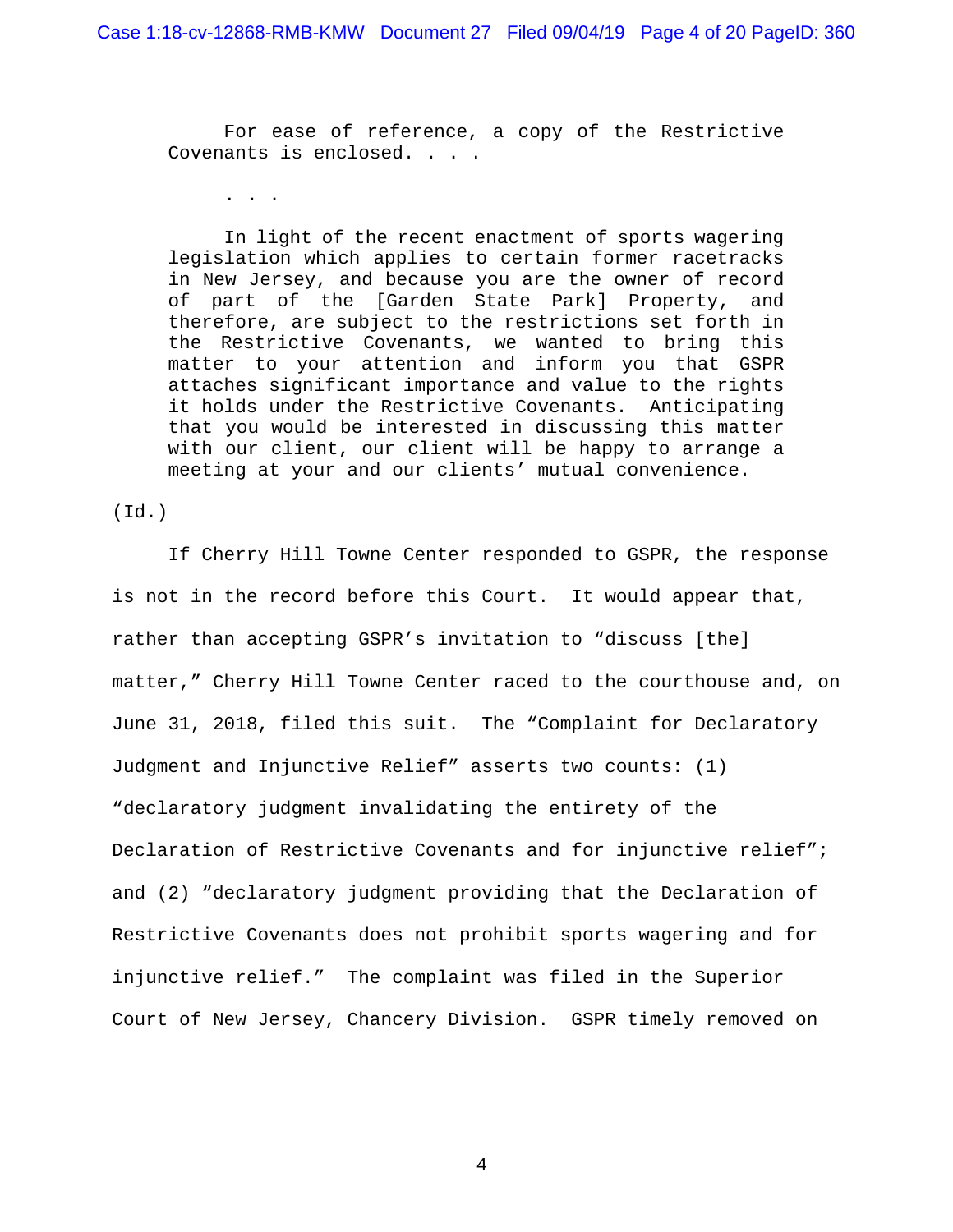> For ease of reference, a copy of the Restrictive Covenants is enclosed. . . .
>
> . . .
>
> In light of the recent enactment of sports wagering legislation which applies to certain former racetracks in New Jersey, and because you are the owner of record of part of the [Garden State Park] Property, and therefore, are subject to the restrictions set forth in the Restrictive Covenants, we wanted to bring this matter to your attention and inform you that GSPR attaches significant importance and value to the rights it holds under the Restrictive Covenants. Anticipating that you would be interested in discussing this matter with our client, our client will be happy to arrange a meeting at your and our clients' mutual convenience.

(Id.)

If Cherry Hill Towne Center responded to GSPR, the response is not in the record before this Court. It would appear that, rather than accepting GSPR's invitation to "discuss [the] matter," Cherry Hill Towne Center raced to the courthouse and, on June 31, 2018, filed this suit. The "Complaint for Declaratory Judgment and Injunctive Relief" asserts two counts: (1) "declaratory judgment invalidating the entirety of the Declaration of Restrictive Covenants and for injunctive relief"; and (2) "declaratory judgment providing that the Declaration of Restrictive Covenants does not prohibit sports wagering and for injunctive relief." The complaint was filed in the Superior Court of New Jersey, Chancery Division. GSPR timely removed on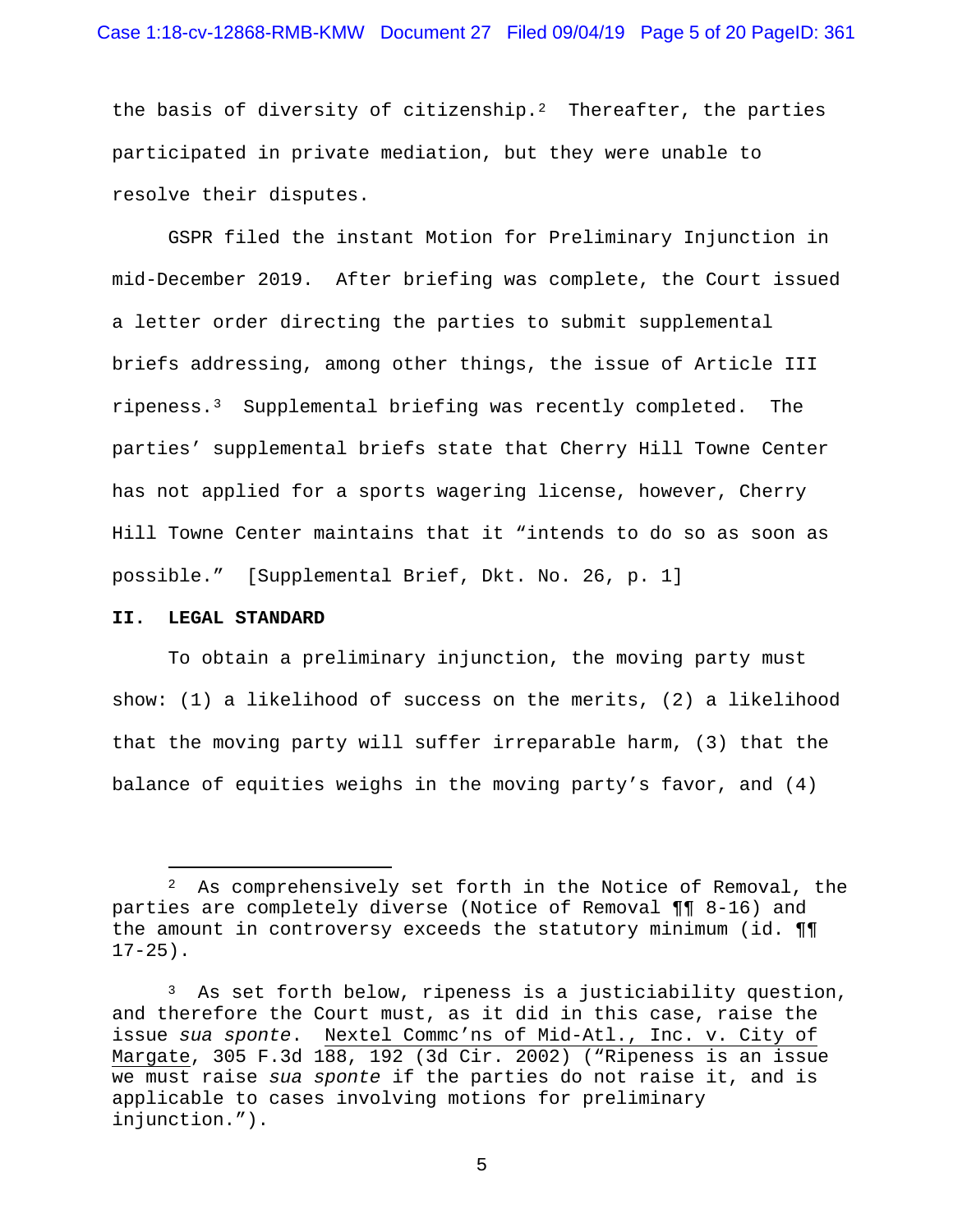the basis of diversity of citizenship.[2] Thereafter, the parties participated in private mediation, but they were unable to resolve their disputes.

GSPR filed the instant Motion for Preliminary Injunction in mid-December 2019. After briefing was complete, the Court issued a letter order directing the parties to submit supplemental briefs addressing, among other things, the issue of Article III ripeness.[3] Supplemental briefing was recently completed. The parties' supplemental briefs state that Cherry Hill Towne Center has not applied for a sports wagering license, however, Cherry Hill Towne Center maintains that it "intends to do so as soon as possible." [Supplemental Brief, Dkt. No. 26, p. 1]

## II. LEGAL STANDARD

To obtain a preliminary injunction, the moving party must show: (1) a likelihood of success on the merits, (2) a likelihood that the moving party will suffer irreparable harm, (3) that the balance of equities weighs in the moving party's favor, and (4)

---

[2] As comprehensively set forth in the Notice of Removal, the parties are completely diverse (Notice of Removal ¶¶ 8-16) and the amount in controversy exceeds the statutory minimum (id. ¶¶ 17-25).

[3] As set forth below, ripeness is a justiciability question, and therefore the Court must, as it did in this case, raise the issue *sua sponte*. Nextel Commc'ns of Mid-Atl., Inc. v. City of Margate, 305 F.3d 188, 192 (3d Cir. 2002) ("Ripeness is an issue we must raise *sua sponte* if the parties do not raise it, and is applicable to cases involving motions for preliminary injunction.").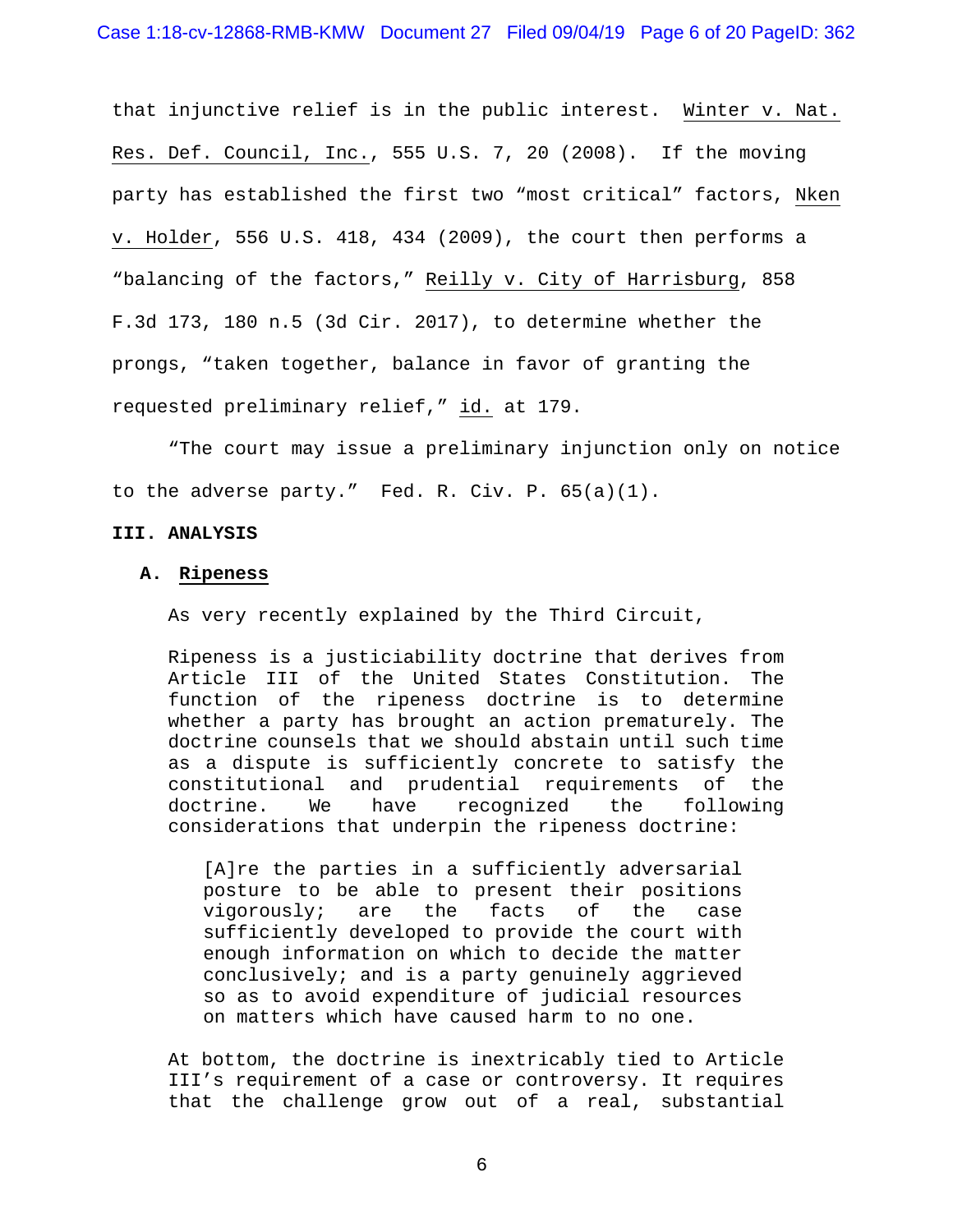that injunctive relief is in the public interest. Winter v. Nat. Res. Def. Council, Inc., 555 U.S. 7, 20 (2008). If the moving party has established the first two "most critical" factors, Nken v. Holder, 556 U.S. 418, 434 (2009), the court then performs a "balancing of the factors," Reilly v. City of Harrisburg, 858 F.3d 173, 180 n.5 (3d Cir. 2017), to determine whether the prongs, "taken together, balance in favor of granting the requested preliminary relief," id. at 179.

"The court may issue a preliminary injunction only on notice to the adverse party." Fed. R. Civ. P. 65(a)(1).

## III. ANALYSIS

### A. Ripeness

As very recently explained by the Third Circuit,

> Ripeness is a justiciability doctrine that derives from Article III of the United States Constitution. The function of the ripeness doctrine is to determine whether a party has brought an action prematurely. The doctrine counsels that we should abstain until such time as a dispute is sufficiently concrete to satisfy the constitutional and prudential requirements of the doctrine. We have recognized the following considerations that underpin the ripeness doctrine:
>
> > [A]re the parties in a sufficiently adversarial posture to be able to present their positions vigorously; are the facts of the case sufficiently developed to provide the court with enough information on which to decide the matter conclusively; and is a party genuinely aggrieved so as to avoid expenditure of judicial resources on matters which have caused harm to no one.
>
> At bottom, the doctrine is inextricably tied to Article III's requirement of a case or controversy. It requires that the challenge grow out of a real, substantial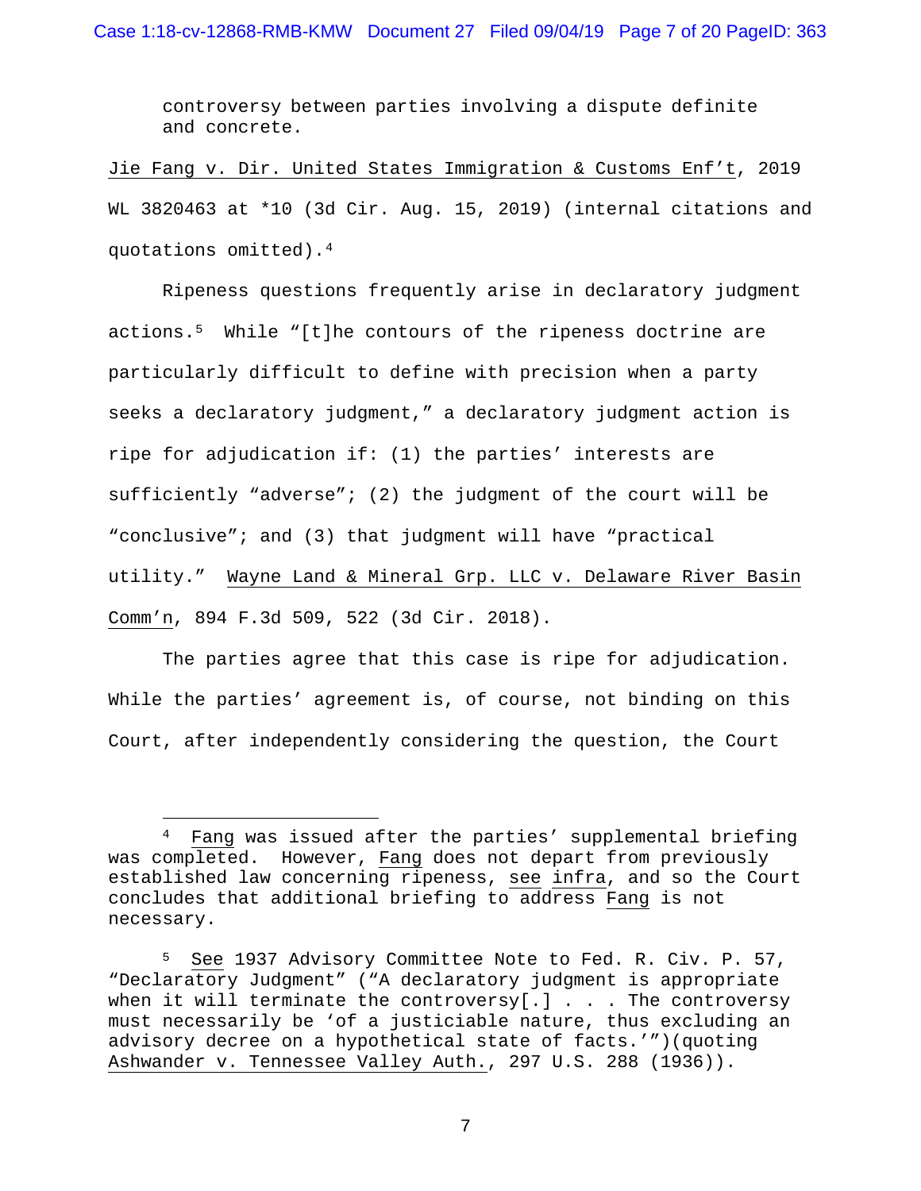> controversy between parties involving a dispute definite and concrete.

Jie Fang v. Dir. United States Immigration & Customs Enf't, 2019 WL 3820463 at *10 (3d Cir. Aug. 15, 2019) (internal citations and quotations omitted).[4]

Ripeness questions frequently arise in declaratory judgment actions.[5] While "[t]he contours of the ripeness doctrine are particularly difficult to define with precision when a party seeks a declaratory judgment," a declaratory judgment action is ripe for adjudication if: (1) the parties' interests are sufficiently "adverse"; (2) the judgment of the court will be "conclusive"; and (3) that judgment will have "practical utility." Wayne Land & Mineral Grp. LLC v. Delaware River Basin Comm'n, 894 F.3d 509, 522 (3d Cir. 2018).

The parties agree that this case is ripe for adjudication. While the parties' agreement is, of course, not binding on this Court, after independently considering the question, the Court

---

[4] Fang was issued after the parties' supplemental briefing was completed. However, Fang does not depart from previously established law concerning ripeness, see infra, and so the Court concludes that additional briefing to address Fang is not necessary.

[5] See 1937 Advisory Committee Note to Fed. R. Civ. P. 57, "Declaratory Judgment" ("A declaratory judgment is appropriate when it will terminate the controversy[.] . . . The controversy must necessarily be 'of a justiciable nature, thus excluding an advisory decree on a hypothetical state of facts.'")(quoting Ashwander v. Tennessee Valley Auth., 297 U.S. 288 (1936)).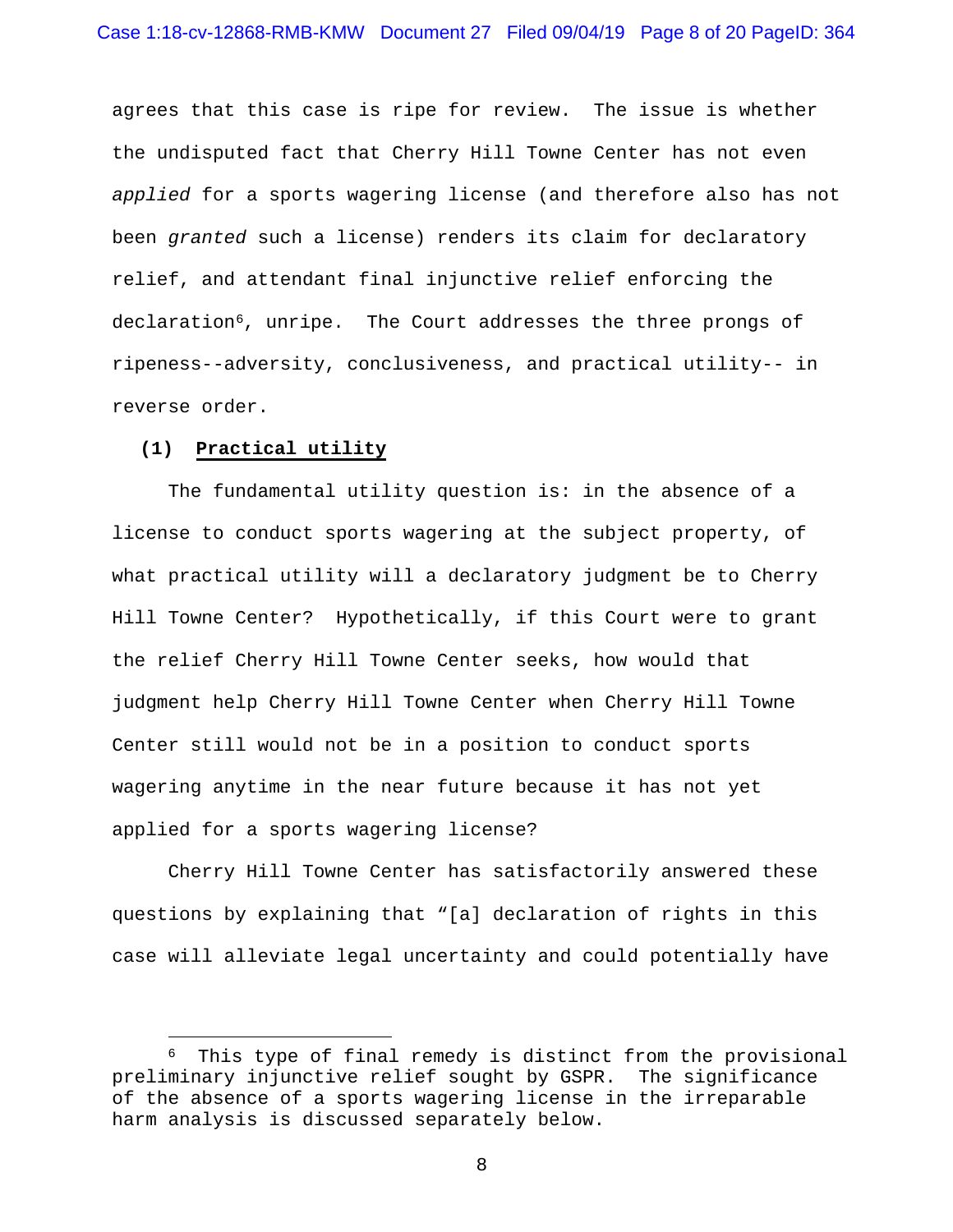agrees that this case is ripe for review. The issue is whether the undisputed fact that Cherry Hill Towne Center has not even *applied* for a sports wagering license (and therefore also has not been *granted* such a license) renders its claim for declaratory relief, and attendant final injunctive relief enforcing the declaration[6], unripe. The Court addresses the three prongs of ripeness--adversity, conclusiveness, and practical utility-- in reverse order.

**(1) <u>Practical utility</u>**

The fundamental utility question is: in the absence of a license to conduct sports wagering at the subject property, of what practical utility will a declaratory judgment be to Cherry Hill Towne Center? Hypothetically, if this Court were to grant the relief Cherry Hill Towne Center seeks, how would that judgment help Cherry Hill Towne Center when Cherry Hill Towne Center still would not be in a position to conduct sports wagering anytime in the near future because it has not yet applied for a sports wagering license?

Cherry Hill Towne Center has satisfactorily answered these questions by explaining that "[a] declaration of rights in this case will alleviate legal uncertainty and could potentially have

---

[6] This type of final remedy is distinct from the provisional preliminary injunctive relief sought by GSPR. The significance of the absence of a sports wagering license in the irreparable harm analysis is discussed separately below.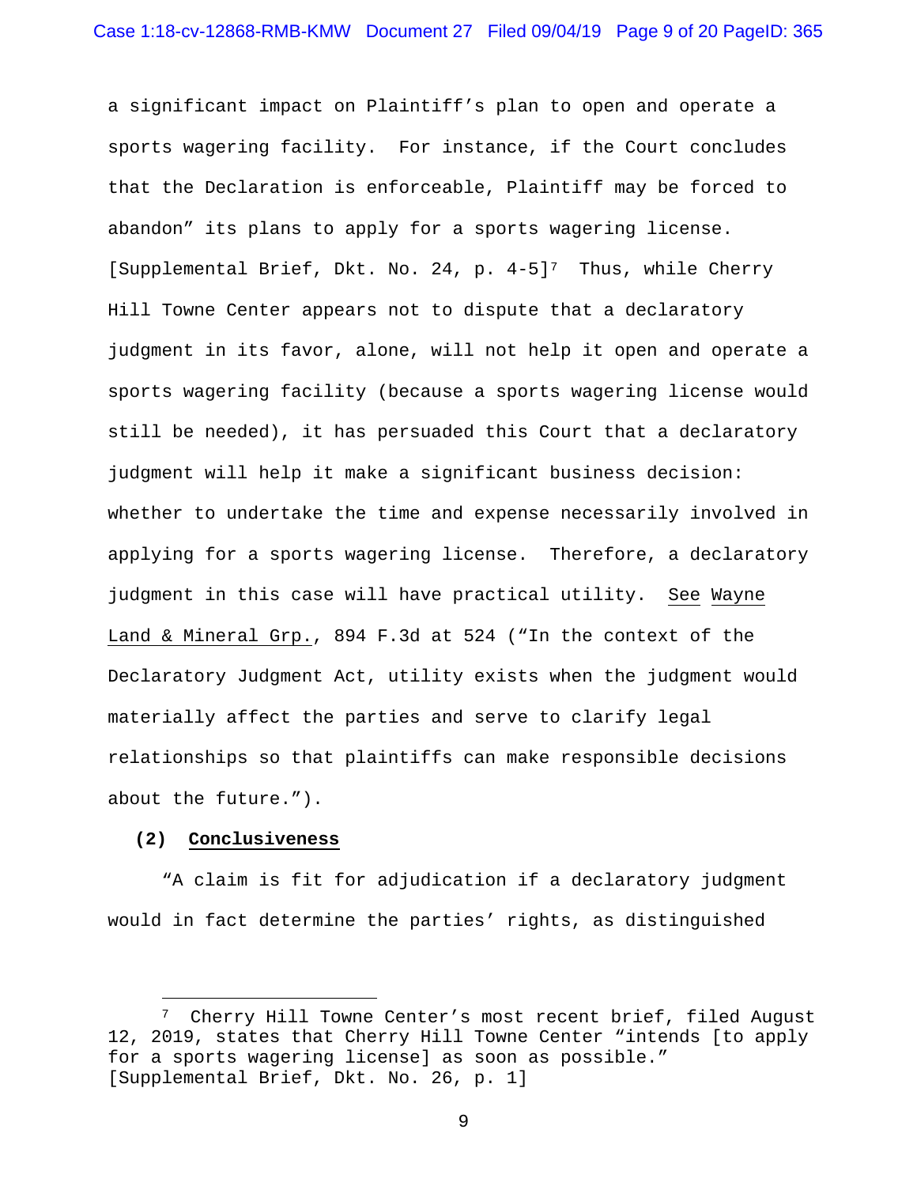a significant impact on Plaintiff's plan to open and operate a sports wagering facility. For instance, if the Court concludes that the Declaration is enforceable, Plaintiff may be forced to abandon" its plans to apply for a sports wagering license. [Supplemental Brief, Dkt. No. 24, p. 4-5][7] Thus, while Cherry Hill Towne Center appears not to dispute that a declaratory judgment in its favor, alone, will not help it open and operate a sports wagering facility (because a sports wagering license would still be needed), it has persuaded this Court that a declaratory judgment will help it make a significant business decision: whether to undertake the time and expense necessarily involved in applying for a sports wagering license. Therefore, a declaratory judgment in this case will have practical utility. See Wayne Land & Mineral Grp., 894 F.3d at 524 ("In the context of the Declaratory Judgment Act, utility exists when the judgment would materially affect the parties and serve to clarify legal relationships so that plaintiffs can make responsible decisions about the future.").

**(2) Conclusiveness**

"A claim is fit for adjudication if a declaratory judgment would in fact determine the parties' rights, as distinguished

[7] Cherry Hill Towne Center's most recent brief, filed August 12, 2019, states that Cherry Hill Towne Center "intends [to apply for a sports wagering license] as soon as possible." [Supplemental Brief, Dkt. No. 26, p. 1]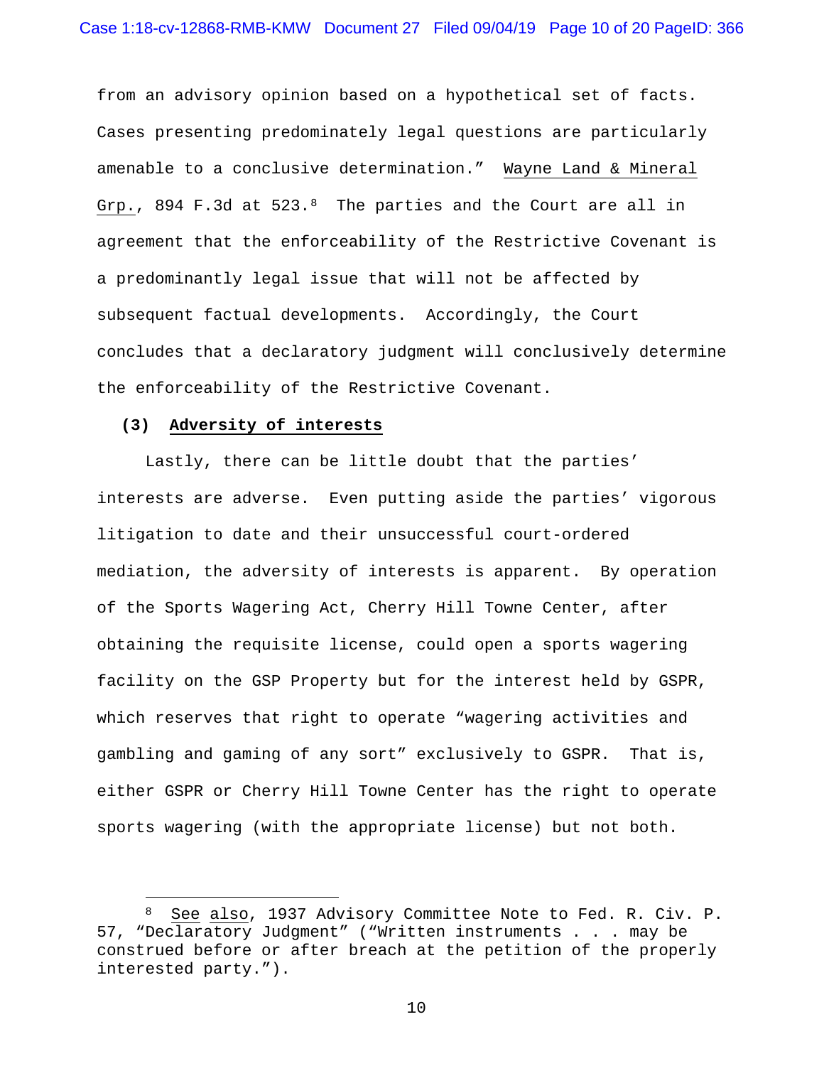from an advisory opinion based on a hypothetical set of facts. Cases presenting predominately legal questions are particularly amenable to a conclusive determination." Wayne Land & Mineral Grp., 894 F.3d at 523.[8] The parties and the Court are all in agreement that the enforceability of the Restrictive Covenant is a predominantly legal issue that will not be affected by subsequent factual developments. Accordingly, the Court concludes that a declaratory judgment will conclusively determine the enforceability of the Restrictive Covenant.

**(3) Adversity of interests**

Lastly, there can be little doubt that the parties' interests are adverse. Even putting aside the parties' vigorous litigation to date and their unsuccessful court-ordered mediation, the adversity of interests is apparent. By operation of the Sports Wagering Act, Cherry Hill Towne Center, after obtaining the requisite license, could open a sports wagering facility on the GSP Property but for the interest held by GSPR, which reserves that right to operate "wagering activities and gambling and gaming of any sort" exclusively to GSPR. That is, either GSPR or Cherry Hill Towne Center has the right to operate sports wagering (with the appropriate license) but not both.

---

[8] See also, 1937 Advisory Committee Note to Fed. R. Civ. P. 57, "Declaratory Judgment" ("Written instruments . . . may be construed before or after breach at the petition of the properly interested party.").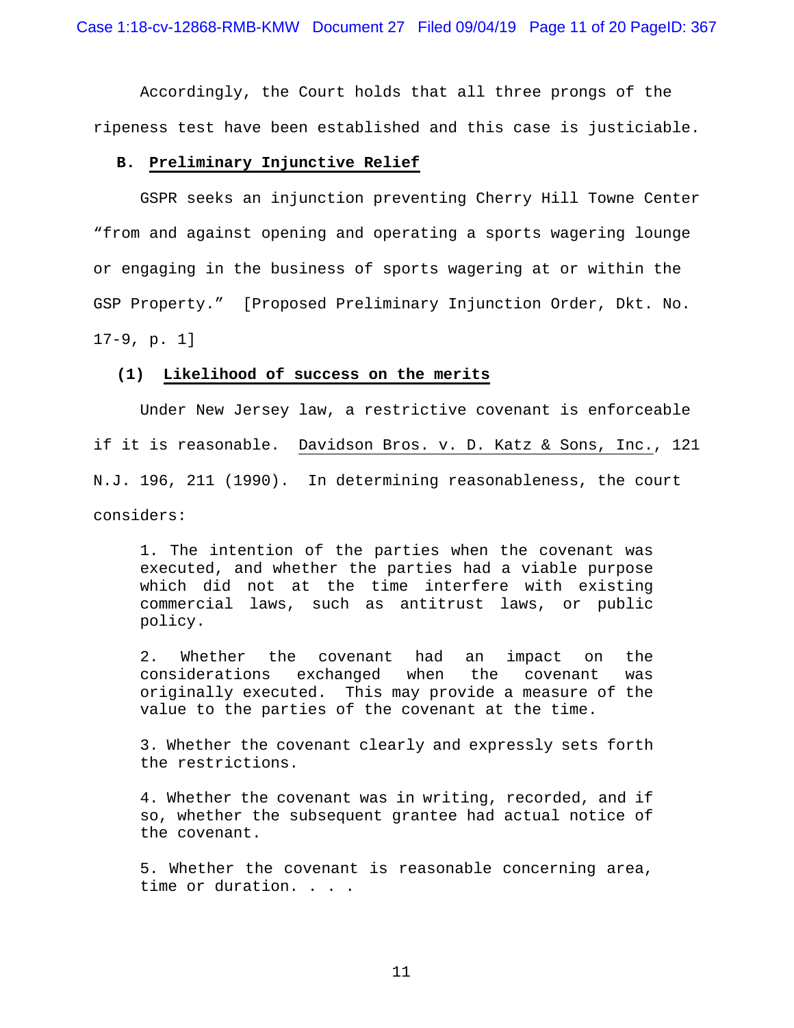Accordingly, the Court holds that all three prongs of the ripeness test have been established and this case is justiciable.

### B. Preliminary Injunctive Relief

GSPR seeks an injunction preventing Cherry Hill Towne Center "from and against opening and operating a sports wagering lounge or engaging in the business of sports wagering at or within the GSP Property." [Proposed Preliminary Injunction Order, Dkt. No. 17-9, p. 1]

#### (1) Likelihood of success on the merits

Under New Jersey law, a restrictive covenant is enforceable if it is reasonable. Davidson Bros. v. D. Katz & Sons, Inc., 121 N.J. 196, 211 (1990). In determining reasonableness, the court considers:

> 1. The intention of the parties when the covenant was executed, and whether the parties had a viable purpose which did not at the time interfere with existing commercial laws, such as antitrust laws, or public policy.
>
> 2. Whether the covenant had an impact on the considerations exchanged when the covenant was originally executed. This may provide a measure of the value to the parties of the covenant at the time.
>
> 3. Whether the covenant clearly and expressly sets forth the restrictions.
>
> 4. Whether the covenant was in writing, recorded, and if so, whether the subsequent grantee had actual notice of the covenant.
>
> 5. Whether the covenant is reasonable concerning area, time or duration. . . .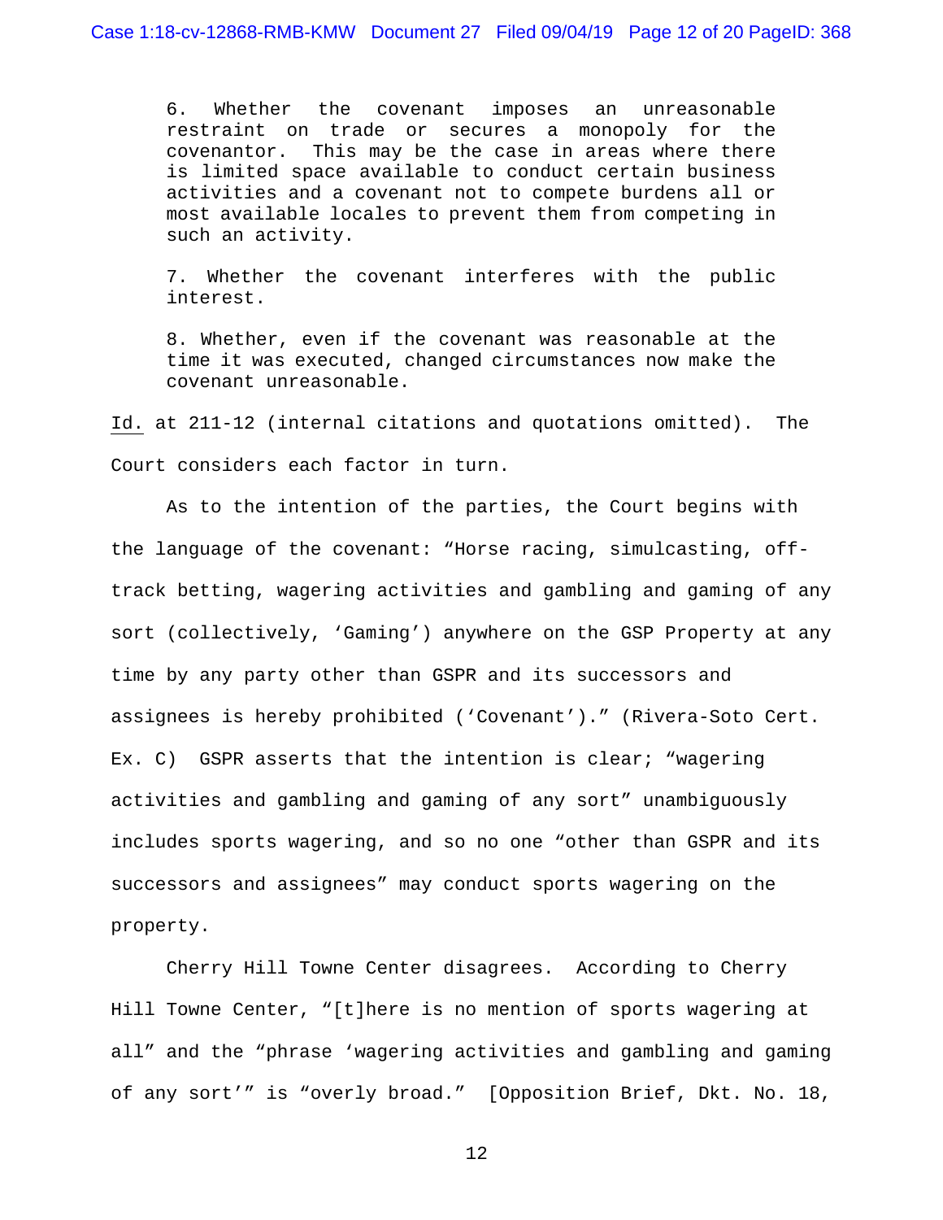> 6. Whether the covenant imposes an unreasonable restraint on trade or secures a monopoly for the covenantor. This may be the case in areas where there is limited space available to conduct certain business activities and a covenant not to compete burdens all or most available locales to prevent them from competing in such an activity.
>
> 7. Whether the covenant interferes with the public interest.
>
> 8. Whether, even if the covenant was reasonable at the time it was executed, changed circumstances now make the covenant unreasonable.

Id. at 211-12 (internal citations and quotations omitted). The Court considers each factor in turn.

As to the intention of the parties, the Court begins with the language of the covenant: "Horse racing, simulcasting, off-track betting, wagering activities and gambling and gaming of any sort (collectively, 'Gaming') anywhere on the GSP Property at any time by any party other than GSPR and its successors and assignees is hereby prohibited ('Covenant')." (Rivera-Soto Cert. Ex. C) GSPR asserts that the intention is clear; "wagering activities and gambling and gaming of any sort" unambiguously includes sports wagering, and so no one "other than GSPR and its successors and assignees" may conduct sports wagering on the property.

Cherry Hill Towne Center disagrees. According to Cherry Hill Towne Center, "[t]here is no mention of sports wagering at all" and the "phrase 'wagering activities and gambling and gaming of any sort'" is "overly broad." [Opposition Brief, Dkt. No. 18,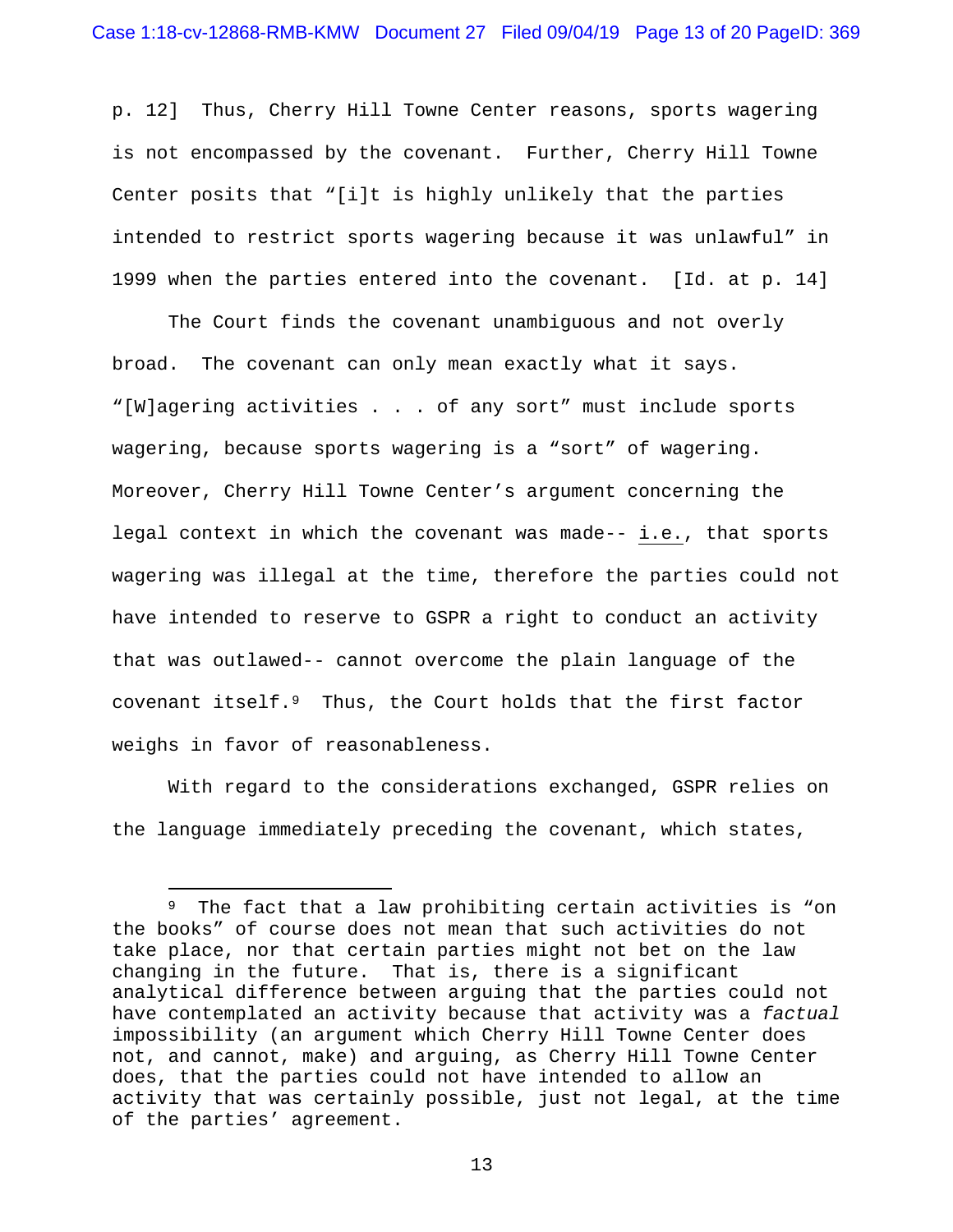p. 12] Thus, Cherry Hill Towne Center reasons, sports wagering is not encompassed by the covenant. Further, Cherry Hill Towne Center posits that "[i]t is highly unlikely that the parties intended to restrict sports wagering because it was unlawful" in 1999 when the parties entered into the covenant. [Id. at p. 14]

The Court finds the covenant unambiguous and not overly broad. The covenant can only mean exactly what it says. "[W]agering activities . . . of any sort" must include sports wagering, because sports wagering is a "sort" of wagering. Moreover, Cherry Hill Towne Center's argument concerning the legal context in which the covenant was made-- i.e., that sports wagering was illegal at the time, therefore the parties could not have intended to reserve to GSPR a right to conduct an activity that was outlawed-- cannot overcome the plain language of the covenant itself.[9] Thus, the Court holds that the first factor weighs in favor of reasonableness.

With regard to the considerations exchanged, GSPR relies on the language immediately preceding the covenant, which states,

---

[9] The fact that a law prohibiting certain activities is "on the books" of course does not mean that such activities do not take place, nor that certain parties might not bet on the law changing in the future. That is, there is a significant analytical difference between arguing that the parties could not have contemplated an activity because that activity was a *factual* impossibility (an argument which Cherry Hill Towne Center does not, and cannot, make) and arguing, as Cherry Hill Towne Center does, that the parties could not have intended to allow an activity that was certainly possible, just not legal, at the time of the parties' agreement.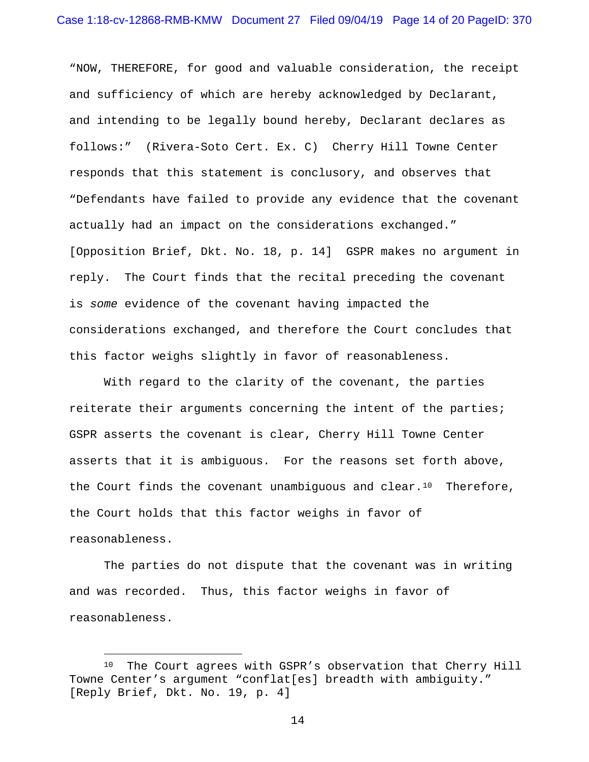"NOW, THEREFORE, for good and valuable consideration, the receipt and sufficiency of which are hereby acknowledged by Declarant, and intending to be legally bound hereby, Declarant declares as follows:" (Rivera-Soto Cert. Ex. C) Cherry Hill Towne Center responds that this statement is conclusory, and observes that "Defendants have failed to provide any evidence that the covenant actually had an impact on the considerations exchanged." [Opposition Brief, Dkt. No. 18, p. 14] GSPR makes no argument in reply. The Court finds that the recital preceding the covenant is *some* evidence of the covenant having impacted the considerations exchanged, and therefore the Court concludes that this factor weighs slightly in favor of reasonableness.

With regard to the clarity of the covenant, the parties reiterate their arguments concerning the intent of the parties; GSPR asserts the covenant is clear, Cherry Hill Towne Center asserts that it is ambiguous. For the reasons set forth above, the Court finds the covenant unambiguous and clear.[10] Therefore, the Court holds that this factor weighs in favor of reasonableness.

The parties do not dispute that the covenant was in writing and was recorded. Thus, this factor weighs in favor of reasonableness.

---

[10] The Court agrees with GSPR's observation that Cherry Hill Towne Center's argument "conflat[es] breadth with ambiguity." [Reply Brief, Dkt. No. 19, p. 4]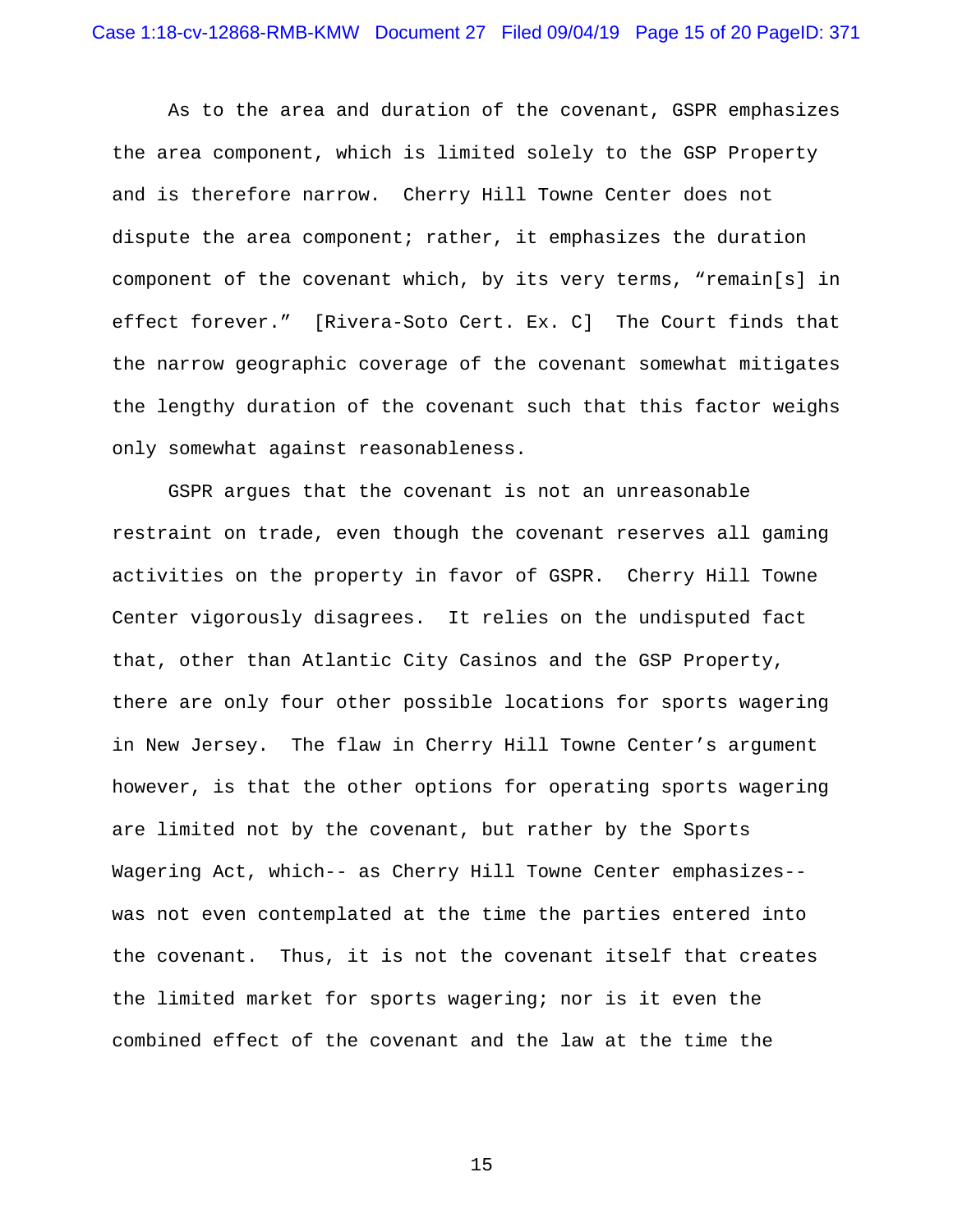As to the area and duration of the covenant, GSPR emphasizes the area component, which is limited solely to the GSP Property and is therefore narrow. Cherry Hill Towne Center does not dispute the area component; rather, it emphasizes the duration component of the covenant which, by its very terms, "remain[s] in effect forever." [Rivera-Soto Cert. Ex. C] The Court finds that the narrow geographic coverage of the covenant somewhat mitigates the lengthy duration of the covenant such that this factor weighs only somewhat against reasonableness.

GSPR argues that the covenant is not an unreasonable restraint on trade, even though the covenant reserves all gaming activities on the property in favor of GSPR. Cherry Hill Towne Center vigorously disagrees. It relies on the undisputed fact that, other than Atlantic City Casinos and the GSP Property, there are only four other possible locations for sports wagering in New Jersey. The flaw in Cherry Hill Towne Center's argument however, is that the other options for operating sports wagering are limited not by the covenant, but rather by the Sports Wagering Act, which-- as Cherry Hill Towne Center emphasizes-- was not even contemplated at the time the parties entered into the covenant. Thus, it is not the covenant itself that creates the limited market for sports wagering; nor is it even the combined effect of the covenant and the law at the time the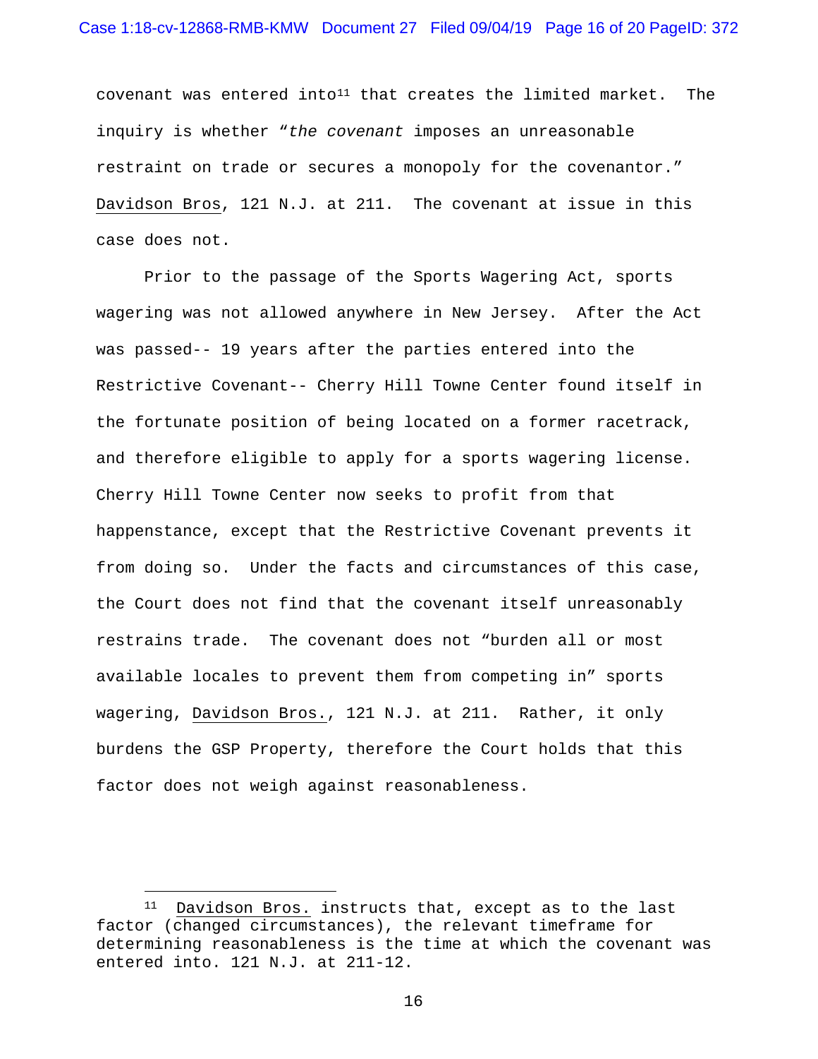covenant was entered into[11] that creates the limited market. The inquiry is whether "*the covenant* imposes an unreasonable restraint on trade or secures a monopoly for the covenantor." Davidson Bros, 121 N.J. at 211. The covenant at issue in this case does not.

Prior to the passage of the Sports Wagering Act, sports wagering was not allowed anywhere in New Jersey. After the Act was passed-- 19 years after the parties entered into the Restrictive Covenant-- Cherry Hill Towne Center found itself in the fortunate position of being located on a former racetrack, and therefore eligible to apply for a sports wagering license. Cherry Hill Towne Center now seeks to profit from that happenstance, except that the Restrictive Covenant prevents it from doing so. Under the facts and circumstances of this case, the Court does not find that the covenant itself unreasonably restrains trade. The covenant does not "burden all or most available locales to prevent them from competing in" sports wagering, Davidson Bros., 121 N.J. at 211. Rather, it only burdens the GSP Property, therefore the Court holds that this factor does not weigh against reasonableness.

---

[11] Davidson Bros. instructs that, except as to the last factor (changed circumstances), the relevant timeframe for determining reasonableness is the time at which the covenant was entered into. 121 N.J. at 211-12.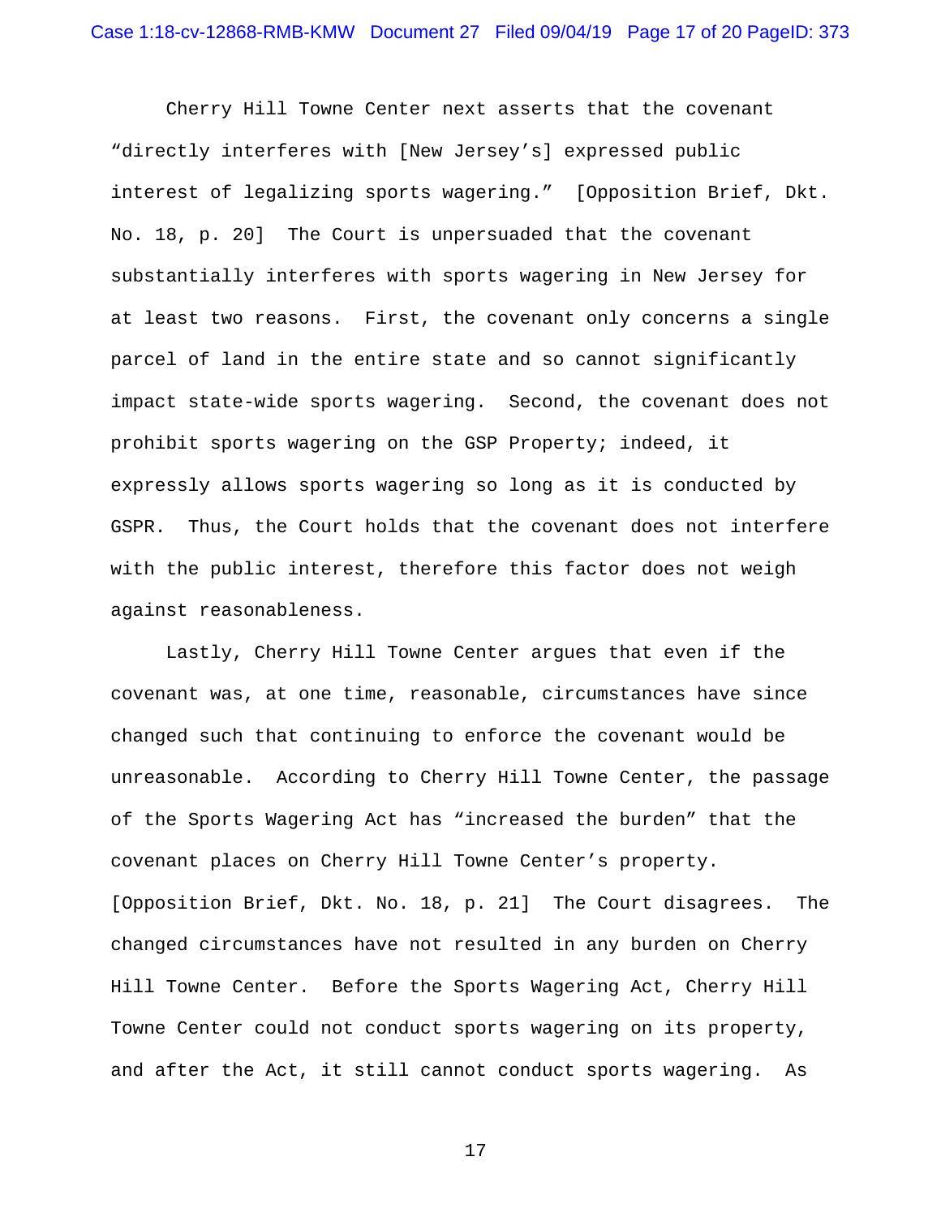Cherry Hill Towne Center next asserts that the covenant "directly interferes with [New Jersey's] expressed public interest of legalizing sports wagering." [Opposition Brief, Dkt. No. 18, p. 20] The Court is unpersuaded that the covenant substantially interferes with sports wagering in New Jersey for at least two reasons. First, the covenant only concerns a single parcel of land in the entire state and so cannot significantly impact state-wide sports wagering. Second, the covenant does not prohibit sports wagering on the GSP Property; indeed, it expressly allows sports wagering so long as it is conducted by GSPR. Thus, the Court holds that the covenant does not interfere with the public interest, therefore this factor does not weigh against reasonableness.

Lastly, Cherry Hill Towne Center argues that even if the covenant was, at one time, reasonable, circumstances have since changed such that continuing to enforce the covenant would be unreasonable. According to Cherry Hill Towne Center, the passage of the Sports Wagering Act has "increased the burden" that the covenant places on Cherry Hill Towne Center's property. [Opposition Brief, Dkt. No. 18, p. 21] The Court disagrees. The changed circumstances have not resulted in any burden on Cherry Hill Towne Center. Before the Sports Wagering Act, Cherry Hill Towne Center could not conduct sports wagering on its property, and after the Act, it still cannot conduct sports wagering. As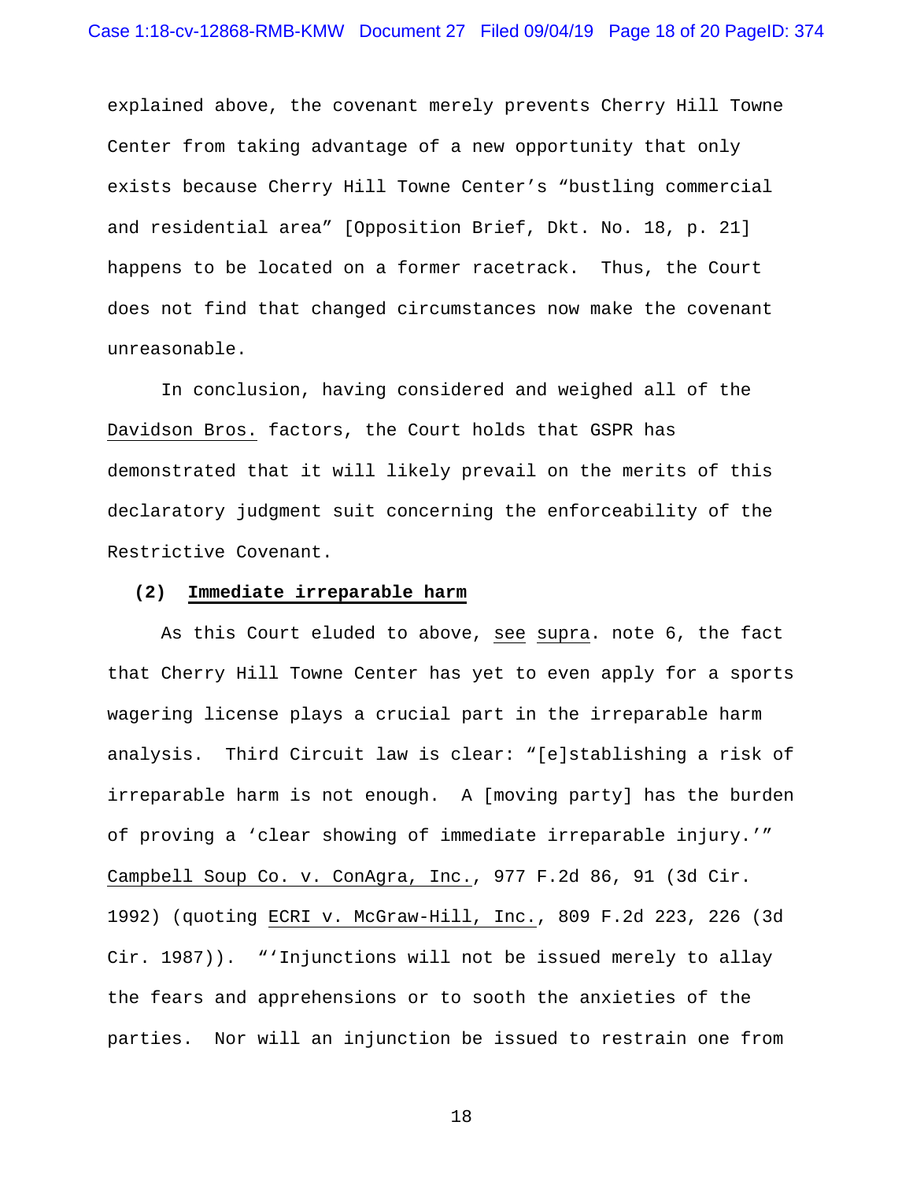explained above, the covenant merely prevents Cherry Hill Towne Center from taking advantage of a new opportunity that only exists because Cherry Hill Towne Center's "bustling commercial and residential area" [Opposition Brief, Dkt. No. 18, p. 21] happens to be located on a former racetrack. Thus, the Court does not find that changed circumstances now make the covenant unreasonable.

In conclusion, having considered and weighed all of the Davidson Bros. factors, the Court holds that GSPR has demonstrated that it will likely prevail on the merits of this declaratory judgment suit concerning the enforceability of the Restrictive Covenant.

**(2) Immediate irreparable harm**

As this Court eluded to above, see supra. note 6, the fact that Cherry Hill Towne Center has yet to even apply for a sports wagering license plays a crucial part in the irreparable harm analysis. Third Circuit law is clear: "[e]stablishing a risk of irreparable harm is not enough. A [moving party] has the burden of proving a 'clear showing of immediate irreparable injury.'" Campbell Soup Co. v. ConAgra, Inc., 977 F.2d 86, 91 (3d Cir. 1992) (quoting ECRI v. McGraw-Hill, Inc., 809 F.2d 223, 226 (3d Cir. 1987)). "'Injunctions will not be issued merely to allay the fears and apprehensions or to sooth the anxieties of the parties. Nor will an injunction be issued to restrain one from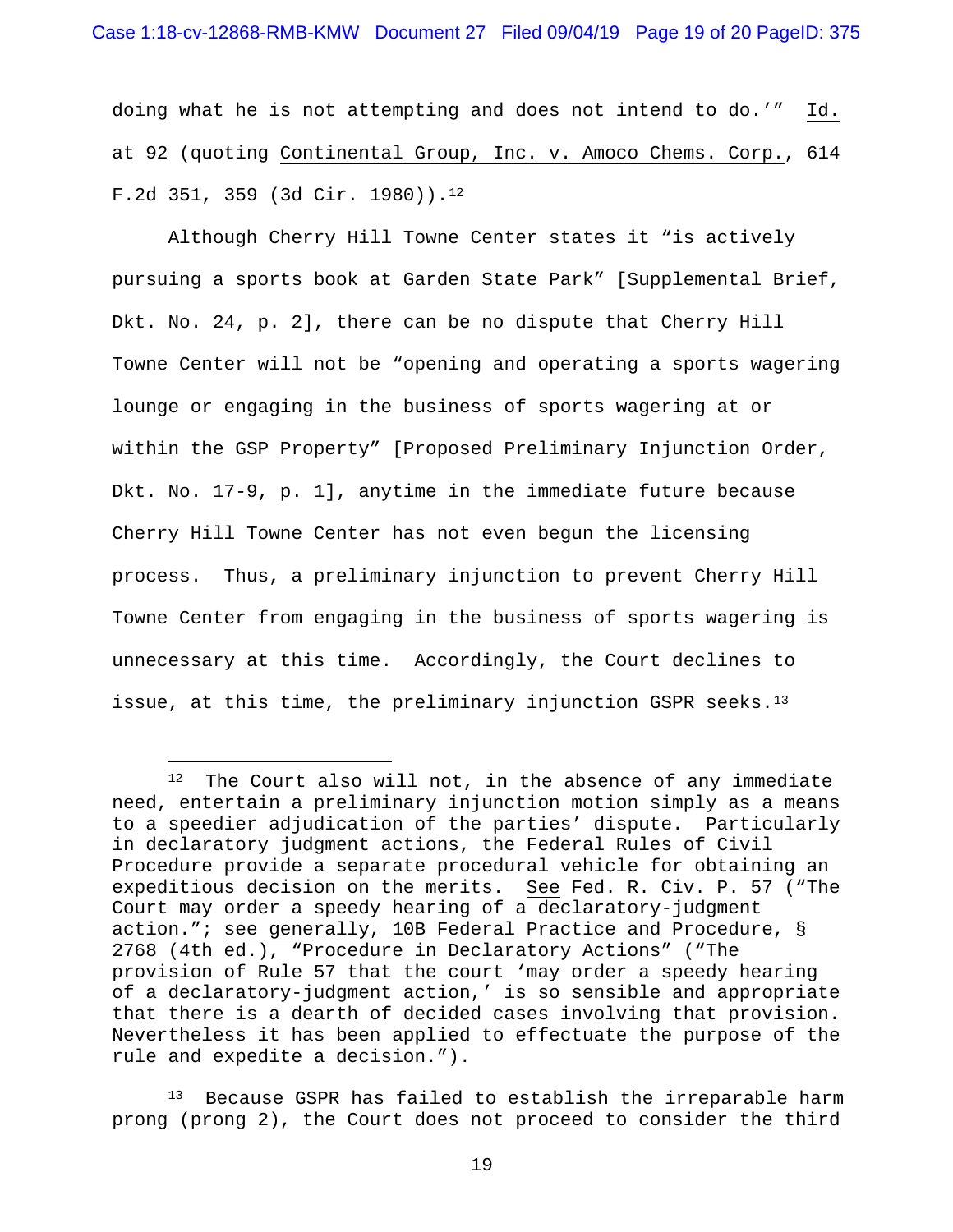doing what he is not attempting and does not intend to do.'" Id. at 92 (quoting Continental Group, Inc. v. Amoco Chems. Corp., 614 F.2d 351, 359 (3d Cir. 1980)).[12]

Although Cherry Hill Towne Center states it "is actively pursuing a sports book at Garden State Park" [Supplemental Brief, Dkt. No. 24, p. 2], there can be no dispute that Cherry Hill Towne Center will not be "opening and operating a sports wagering lounge or engaging in the business of sports wagering at or within the GSP Property" [Proposed Preliminary Injunction Order, Dkt. No. 17-9, p. 1], anytime in the immediate future because Cherry Hill Towne Center has not even begun the licensing process. Thus, a preliminary injunction to prevent Cherry Hill Towne Center from engaging in the business of sports wagering is unnecessary at this time. Accordingly, the Court declines to issue, at this time, the preliminary injunction GSPR seeks.[13]

---

[12] The Court also will not, in the absence of any immediate need, entertain a preliminary injunction motion simply as a means to a speedier adjudication of the parties' dispute. Particularly in declaratory judgment actions, the Federal Rules of Civil Procedure provide a separate procedural vehicle for obtaining an expeditious decision on the merits. See Fed. R. Civ. P. 57 ("The Court may order a speedy hearing of a declaratory-judgment action."; see generally, 10B Federal Practice and Procedure, § 2768 (4th ed.), "Procedure in Declaratory Actions" ("The provision of Rule 57 that the court 'may order a speedy hearing of a declaratory-judgment action,' is so sensible and appropriate that there is a dearth of decided cases involving that provision. Nevertheless it has been applied to effectuate the purpose of the rule and expedite a decision.").

[13] Because GSPR has failed to establish the irreparable harm prong (prong 2), the Court does not proceed to consider the third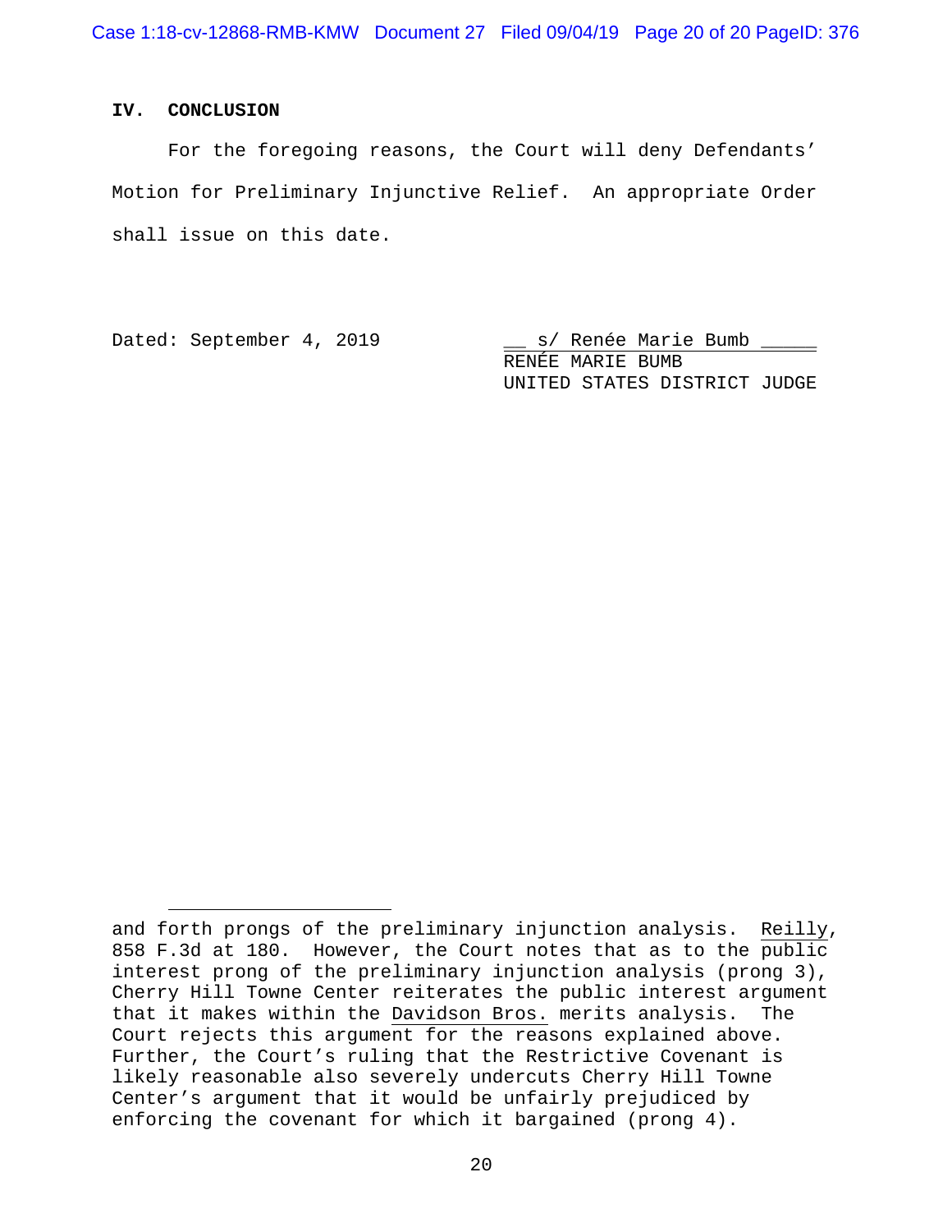## IV. CONCLUSION

For the foregoing reasons, the Court will deny Defendants' Motion for Preliminary Injunctive Relief. An appropriate Order shall issue on this date.

Dated: September 4, 2019

s/ Renée Marie Bumb
RENÉE MARIE BUMB
UNITED STATES DISTRICT JUDGE

---

and forth prongs of the preliminary injunction analysis. Reilly, 858 F.3d at 180. However, the Court notes that as to the public interest prong of the preliminary injunction analysis (prong 3), Cherry Hill Towne Center reiterates the public interest argument that it makes within the Davidson Bros. merits analysis. The Court rejects this argument for the reasons explained above. Further, the Court's ruling that the Restrictive Covenant is likely reasonable also severely undercuts Cherry Hill Towne Center's argument that it would be unfairly prejudiced by enforcing the covenant for which it bargained (prong 4).